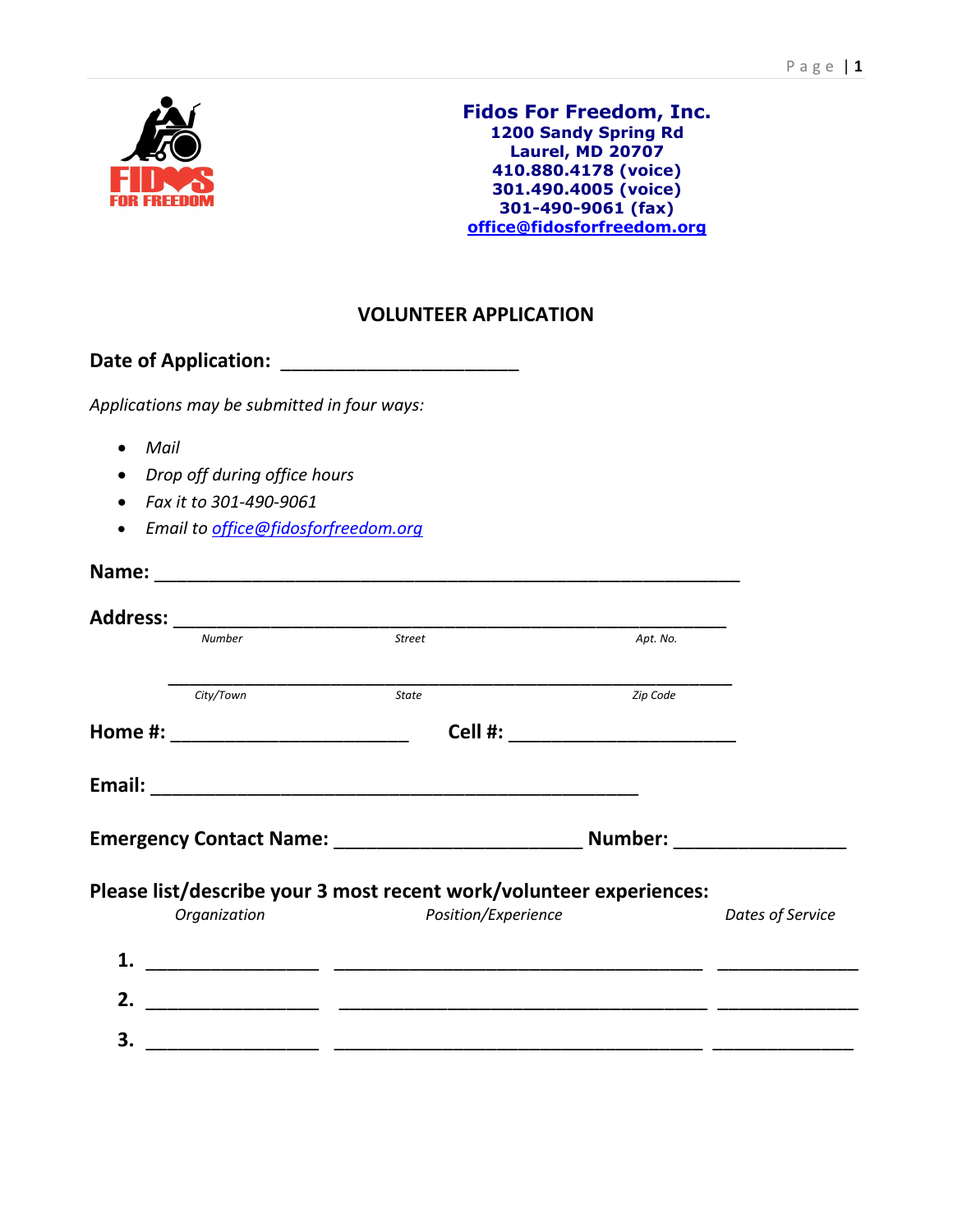**Fidos For Freedom, Inc.**
**1200 Sandy Spring Rd**
**Laurel, MD 20707**
**410.880.4178 (voice)**
**301.490.4005 (voice)**
**301-490-9061 (fax)**
**office@fidosforfreedom.org**

## VOLUNTEER APPLICATION

**Date of Application:** ______________________

*Applications may be submitted in four ways:*

- *Mail*
- *Drop off during office hours*
- *Fax it to 301-490-9061*
- *Email to office@fidosforfreedom.org*

**Name:** ______________________________________________________

**Address:** ___________________________________________________

*Number* *Street* *Apt. No.*

___________________________________________________

*City/Town* *State* *Zip Code*

**Home #:** ______________________ **Cell #:** _____________________

**Email:** _____________________________________________

**Emergency Contact Name:** _______________________ **Number:** ________________

**Please list/describe your 3 most recent work/volunteer experiences:**

| | *Organization* | *Position/Experience* | *Dates of Service* |
|---|---|---|---|
| **1.** | ________________ | __________________________________ | _____________ |
| **2.** | ________________ | __________________________________ | _____________ |
| **3.** | ________________ | __________________________________ | _____________ |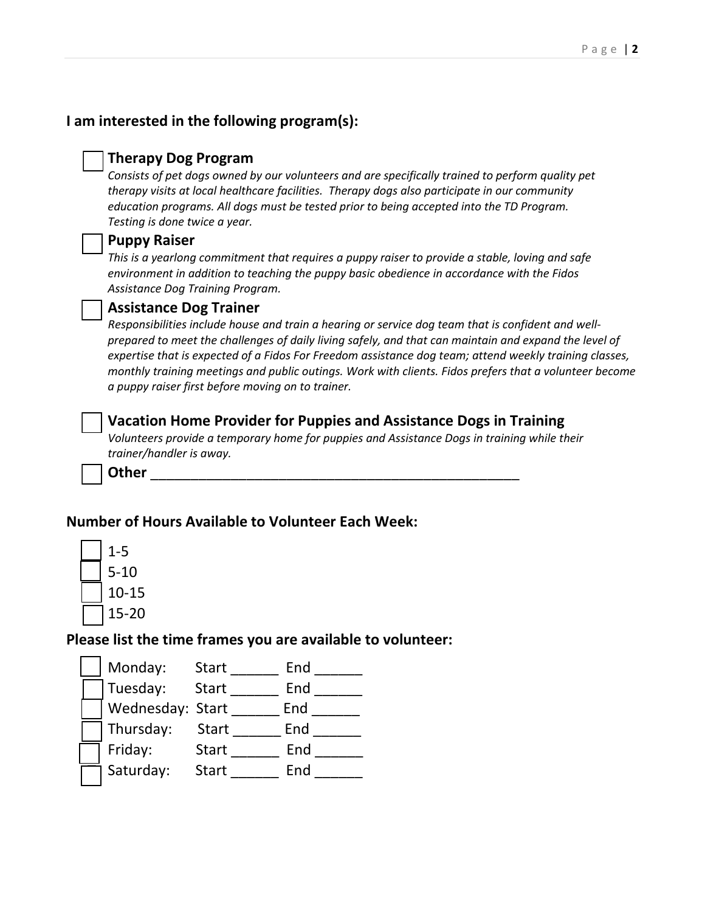## I am interested in the following program(s):

☐ **Therapy Dog Program**
*Consists of pet dogs owned by our volunteers and are specifically trained to perform quality pet therapy visits at local healthcare facilities. Therapy dogs also participate in our community education programs. All dogs must be tested prior to being accepted into the TD Program. Testing is done twice a year.*

☐ **Puppy Raiser**
*This is a yearlong commitment that requires a puppy raiser to provide a stable, loving and safe environment in addition to teaching the puppy basic obedience in accordance with the Fidos Assistance Dog Training Program.*

☐ **Assistance Dog Trainer**
*Responsibilities include house and train a hearing or service dog team that is confident and well-prepared to meet the challenges of daily living safely, and that can maintain and expand the level of expertise that is expected of a Fidos For Freedom assistance dog team; attend weekly training classes, monthly training meetings and public outings. Work with clients. Fidos prefers that a volunteer become a puppy raiser first before moving on to trainer.*

☐ **Vacation Home Provider for Puppies and Assistance Dogs in Training**
*Volunteers provide a temporary home for puppies and Assistance Dogs in training while their trainer/handler is away.*

☐ **Other** ____________________________________________________

## Number of Hours Available to Volunteer Each Week:

☐ 1-5
☐ 5-10
☐ 10-15
☐ 15-20

## Please list the time frames you are available to volunteer:

☐ Monday: Start ______ End ______
☐ Tuesday: Start ______ End ______
☐ Wednesday: Start ______ End ______
☐ Thursday: Start ______ End ______
☐ Friday: Start ______ End ______
☐ Saturday: Start ______ End ______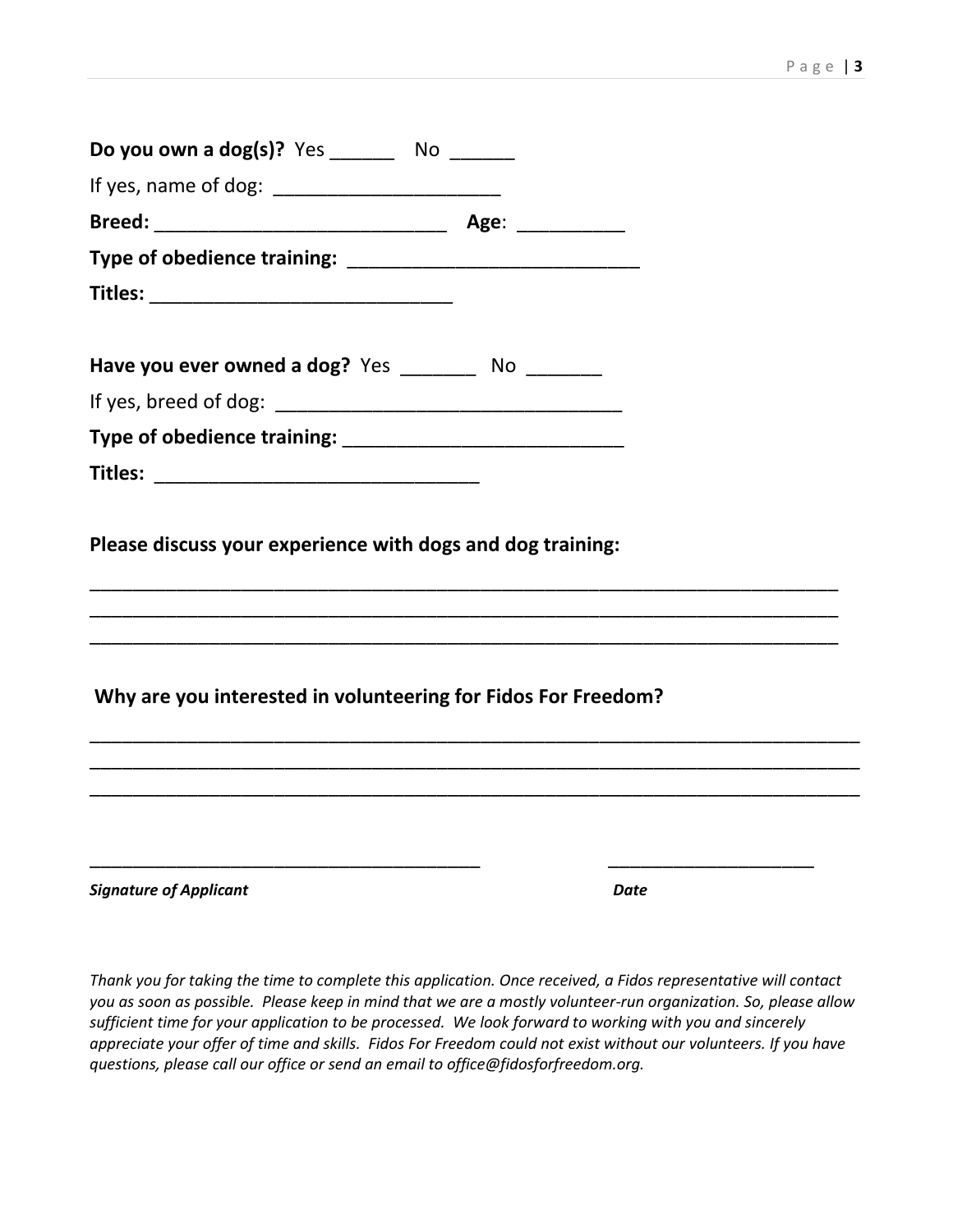**Do you own a dog(s)?** Yes ______ No ______

If yes, name of dog: ____________________

**Breed:** __________________________ **Age**: __________

**Type of obedience training:** __________________________

**Titles:** ____________________________

**Have you ever owned a dog?** Yes _______ No _______

If yes, breed of dog: ________________________________

**Type of obedience training:** _________________________

**Titles:** ______________________________

**Please discuss your experience with dogs and dog training:**

________________________________________________________________________
________________________________________________________________________
________________________________________________________________________

**Why are you interested in volunteering for Fidos For Freedom?**

________________________________________________________________________
________________________________________________________________________
________________________________________________________________________

________________________________________ ______________________

***Signature of Applicant*** ***Date***

*Thank you for taking the time to complete this application. Once received, a Fidos representative will contact you as soon as possible. Please keep in mind that we are a mostly volunteer-run organization. So, please allow sufficient time for your application to be processed. We look forward to working with you and sincerely appreciate your offer of time and skills. Fidos For Freedom could not exist without our volunteers. If you have questions, please call our office or send an email to office@fidosforfreedom.org.*